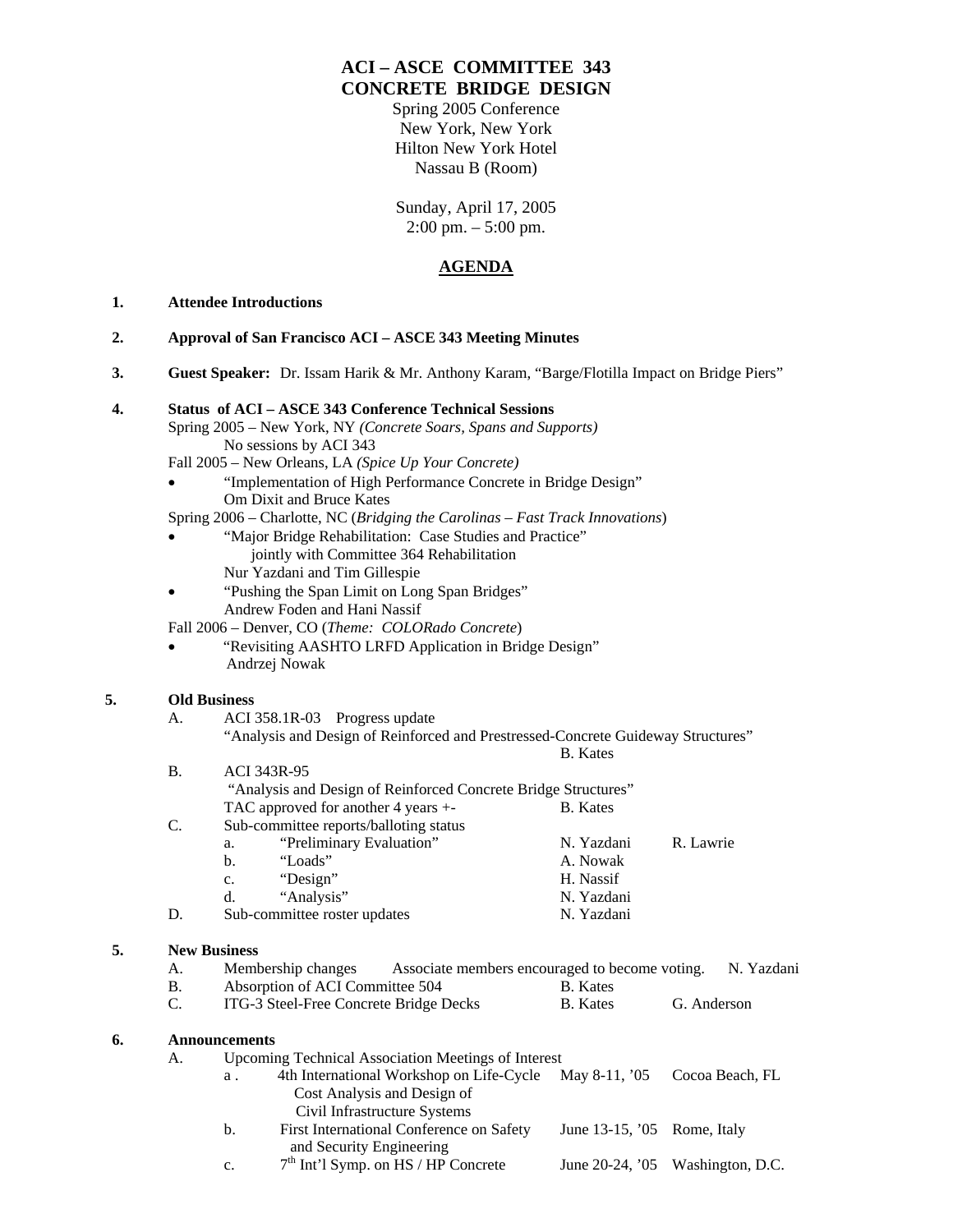# ACI – ASCE COMMITTEE 343
# CONCRETE BRIDGE DESIGN

Spring 2005 Conference
New York, New York
Hilton New York Hotel
Nassau B (Room)

Sunday, April 17, 2005
2:00 pm. – 5:00 pm.

## AGENDA

**1. Attendee Introductions**

**2. Approval of San Francisco ACI – ASCE 343 Meeting Minutes**

**3. Guest Speaker:** Dr. Issam Harik & Mr. Anthony Karam, "Barge/Flotilla Impact on Bridge Piers"

**4. Status of ACI – ASCE 343 Conference Technical Sessions**

Spring 2005 – New York, NY *(Concrete Soars, Spans and Supports)*
No sessions by ACI 343

Fall 2005 – New Orleans, LA *(Spice Up Your Concrete)*

- "Implementation of High Performance Concrete in Bridge Design"
  Om Dixit and Bruce Kates

Spring 2006 – Charlotte, NC (*Bridging the Carolinas – Fast Track Innovations*)

- "Major Bridge Rehabilitation: Case Studies and Practice"
  jointly with Committee 364 Rehabilitation
  Nur Yazdani and Tim Gillespie
- "Pushing the Span Limit on Long Span Bridges"
  Andrew Foden and Hani Nassif

Fall 2006 – Denver, CO (*Theme: COLORado Concrete*)

- "Revisiting AASHTO LRFD Application in Bridge Design"
  Andrzej Nowak

**5. Old Business**

A. ACI 358.1R-03 Progress update
"Analysis and Design of Reinforced and Prestressed-Concrete Guideway Structures" — B. Kates

B. ACI 343R-95
"Analysis and Design of Reinforced Concrete Bridge Structures"
TAC approved for another 4 years +- — B. Kates

C. Sub-committee reports/balloting status

   a. "Preliminary Evaluation" — N. Yazdani, R. Lawrie
   b. "Loads" — A. Nowak
   c. "Design" — H. Nassif
   d. "Analysis" — N. Yazdani

D. Sub-committee roster updates — N. Yazdani

**5. New Business**

A. Membership changes — Associate members encouraged to become voting. — N. Yazdani

B. Absorption of ACI Committee 504 — B. Kates

C. ITG-3 Steel-Free Concrete Bridge Decks — B. Kates, G. Anderson

**6. Announcements**

A. Upcoming Technical Association Meetings of Interest

   a. 4th International Workshop on Life-Cycle Cost Analysis and Design of Civil Infrastructure Systems — May 8-11, '05 — Cocoa Beach, FL
   b. First International Conference on Safety and Security Engineering — June 13-15, '05 — Rome, Italy
   c. 7th Int'l Symp. on HS / HP Concrete — June 20-24, '05 — Washington, D.C.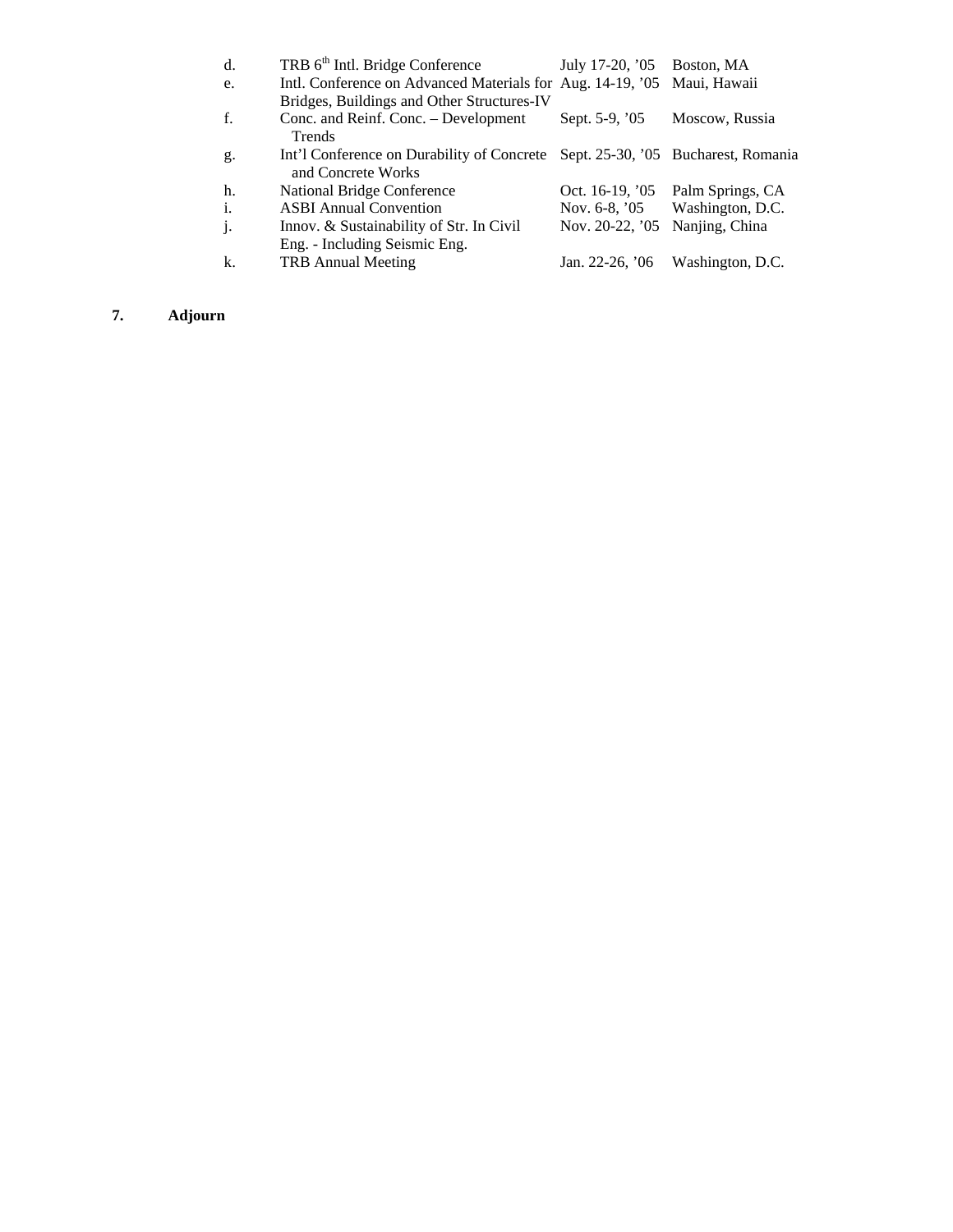| | | | |
|---|---|---|---|
| d. | TRB 6th Intl. Bridge Conference | July 17-20, '05 | Boston, MA |
| e. | Intl. Conference on Advanced Materials for Bridges, Buildings and Other Structures-IV | Aug. 14-19, '05 | Maui, Hawaii |
| f. | Conc. and Reinf. Conc. – Development Trends | Sept. 5-9, '05 | Moscow, Russia |
| g. | Int'l Conference on Durability of Concrete and Concrete Works | Sept. 25-30, '05 | Bucharest, Romania |
| h. | National Bridge Conference | Oct. 16-19, '05 | Palm Springs, CA |
| i. | ASBI Annual Convention | Nov. 6-8, '05 | Washington, D.C. |
| j. | Innov. & Sustainability of Str. In Civil Eng. - Including Seismic Eng. | Nov. 20-22, '05 | Nanjing, China |
| k. | TRB Annual Meeting | Jan. 22-26, '06 | Washington, D.C. |

**7. Adjourn**